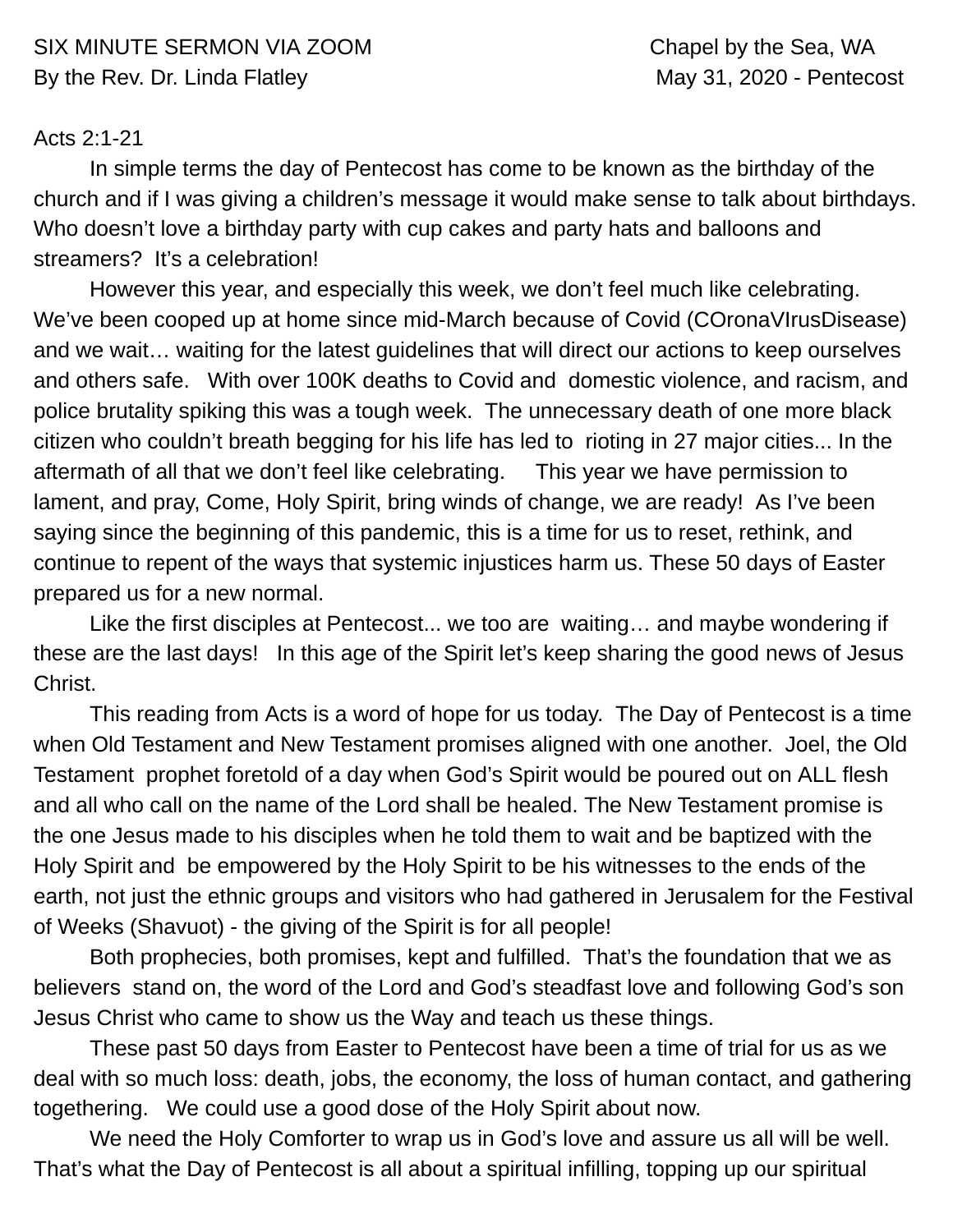SIX MINUTE SERMON VIA ZOOM                                        Chapel by the Sea, WA
By the Rev. Dr. Linda Flatley                                         May 31, 2020 - Pentecost

Acts 2:1-21

In simple terms the day of Pentecost has come to be known as the birthday of the church and if I was giving a children's message it would make sense to talk about birthdays. Who doesn't love a birthday party with cup cakes and party hats and balloons and streamers?  It's a celebration!

However this year, and especially this week, we don't feel much like celebrating. We've been cooped up at home since mid-March because of Covid (COronaVIrusDisease) and we wait… waiting for the latest guidelines that will direct our actions to keep ourselves and others safe.   With over 100K deaths to Covid and  domestic violence, and racism, and police brutality spiking this was a tough week.  The unnecessary death of one more black citizen who couldn't breath begging for his life has led to  rioting in 27 major cities... In the aftermath of all that we don't feel like celebrating.     This year we have permission to lament, and pray, Come, Holy Spirit, bring winds of change, we are ready!  As I've been saying since the beginning of this pandemic, this is a time for us to reset, rethink, and continue to repent of the ways that systemic injustices harm us. These 50 days of Easter prepared us for a new normal.

Like the first disciples at Pentecost... we too are  waiting… and maybe wondering if these are the last days!   In this age of the Spirit let's keep sharing the good news of Jesus Christ.

This reading from Acts is a word of hope for us today.  The Day of Pentecost is a time when Old Testament and New Testament promises aligned with one another.  Joel, the Old Testament  prophet foretold of a day when God's Spirit would be poured out on ALL flesh and all who call on the name of the Lord shall be healed. The New Testament promise is the one Jesus made to his disciples when he told them to wait and be baptized with the Holy Spirit and  be empowered by the Holy Spirit to be his witnesses to the ends of the earth, not just the ethnic groups and visitors who had gathered in Jerusalem for the Festival of Weeks (Shavuot) - the giving of the Spirit is for all people!

Both prophecies, both promises, kept and fulfilled.  That's the foundation that we as believers  stand on, the word of the Lord and God's steadfast love and following God's son Jesus Christ who came to show us the Way and teach us these things.

These past 50 days from Easter to Pentecost have been a time of trial for us as we deal with so much loss: death, jobs, the economy, the loss of human contact, and gathering togethering.   We could use a good dose of the Holy Spirit about now.

We need the Holy Comforter to wrap us in God's love and assure us all will be well. That's what the Day of Pentecost is all about a spiritual infilling, topping up our spiritual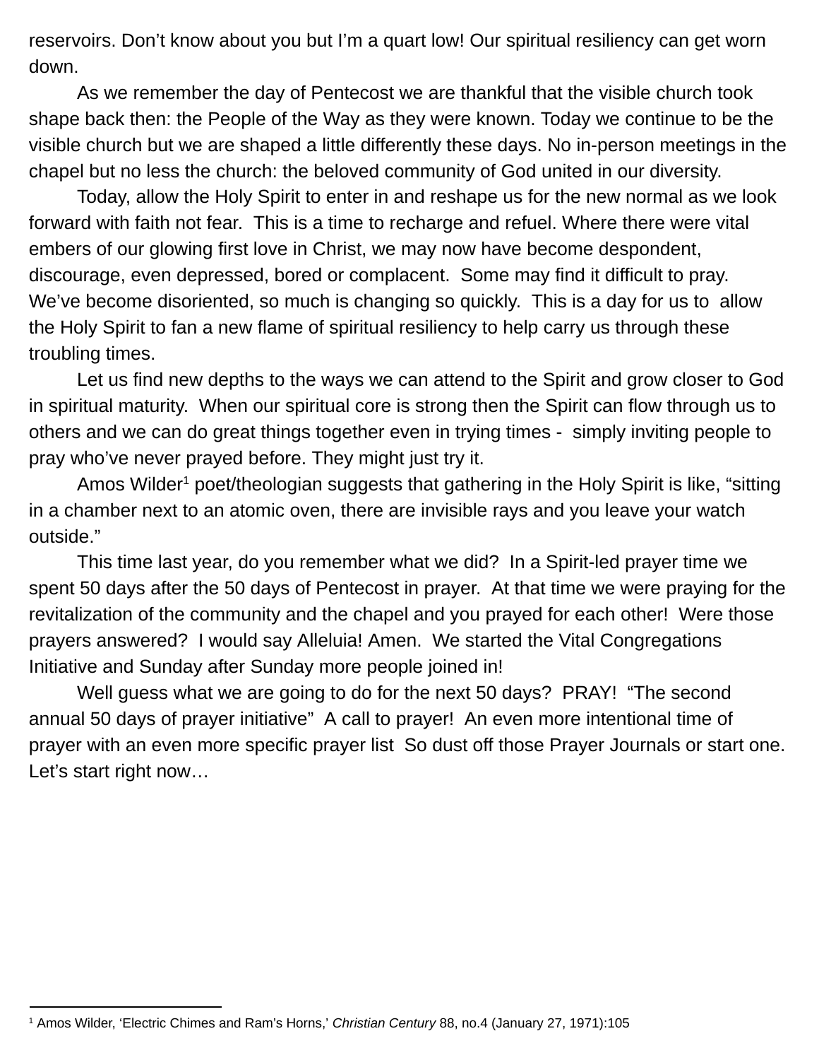reservoirs. Don't know about you but I'm a quart low! Our spiritual resiliency can get worn down.

As we remember the day of Pentecost we are thankful that the visible church took shape back then: the People of the Way as they were known. Today we continue to be the visible church but we are shaped a little differently these days. No in-person meetings in the chapel but no less the church: the beloved community of God united in our diversity.

Today, allow the Holy Spirit to enter in and reshape us for the new normal as we look forward with faith not fear. This is a time to recharge and refuel. Where there were vital embers of our glowing first love in Christ, we may now have become despondent, discourage, even depressed, bored or complacent. Some may find it difficult to pray. We've become disoriented, so much is changing so quickly. This is a day for us to allow the Holy Spirit to fan a new flame of spiritual resiliency to help carry us through these troubling times.

Let us find new depths to the ways we can attend to the Spirit and grow closer to God in spiritual maturity. When our spiritual core is strong then the Spirit can flow through us to others and we can do great things together even in trying times - simply inviting people to pray who've never prayed before. They might just try it.

Amos Wilder[1] poet/theologian suggests that gathering in the Holy Spirit is like, "sitting in a chamber next to an atomic oven, there are invisible rays and you leave your watch outside."

This time last year, do you remember what we did? In a Spirit-led prayer time we spent 50 days after the 50 days of Pentecost in prayer. At that time we were praying for the revitalization of the community and the chapel and you prayed for each other! Were those prayers answered? I would say Alleluia! Amen. We started the Vital Congregations Initiative and Sunday after Sunday more people joined in!

Well guess what we are going to do for the next 50 days? PRAY! "The second annual 50 days of prayer initiative" A call to prayer! An even more intentional time of prayer with an even more specific prayer list So dust off those Prayer Journals or start one. Let's start right now…

---

[1] Amos Wilder, 'Electric Chimes and Ram's Horns,' *Christian Century* 88, no.4 (January 27, 1971):105